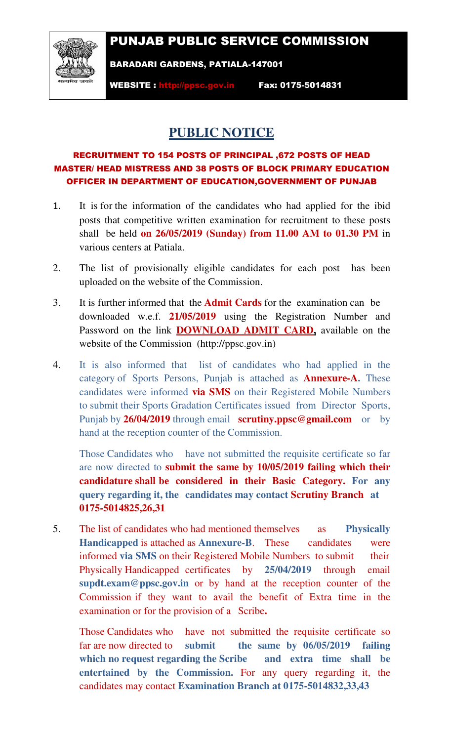# PUNJAB PUBLIC SERVICE COMMISSION

**BARADARI GARDENS, PATIALA-147001**

**WEBSITE : http://ppsc.gov.in Fax: 0175-5014831**

## PUBLIC NOTICE

### RECRUITMENT TO 154 POSTS OF PRINCIPAL ,672 POSTS OF HEAD MASTER/ HEAD MISTRESS AND 38 POSTS OF BLOCK PRIMARY EDUCATION OFFICER IN DEPARTMENT OF EDUCATION,GOVERNMENT OF PUNJAB

1. It is for the information of the candidates who had applied for the ibid posts that competitive written examination for recruitment to these posts shall be held **on 26/05/2019 (Sunday) from 11.00 AM to 01.30 PM** in various centers at Patiala.

2. The list of provisionally eligible candidates for each post has been uploaded on the website of the Commission.

3. It is further informed that the **Admit Cards** for the examination can be downloaded w.e.f. **21/05/2019** using the Registration Number and Password on the link **DOWNLOAD ADMIT CARD,** available on the website of the Commission (http://ppsc.gov.in)

4. It is also informed that list of candidates who had applied in the category of Sports Persons, Punjab is attached as **Annexure-A.** These candidates were informed **via SMS** on their Registered Mobile Numbers to submit their Sports Gradation Certificates issued from Director Sports, Punjab by **26/04/2019** through email **scrutiny.ppsc@gmail.com** or by hand at the reception counter of the Commission.

   Those Candidates who have not submitted the requisite certificate so far are now directed to **submit the same by 10/05/2019 failing which their candidature shall be considered in their Basic Category. For any query regarding it, the candidates may contact Scrutiny Branch at 0175-5014825,26,31**

5. The list of candidates who had mentioned themselves as **Physically Handicapped** is attached as **Annexure-B**. These candidates were informed **via SMS** on their Registered Mobile Numbers to submit their Physically Handicapped certificates by **25/04/2019** through email **supdt.exam@ppsc.gov.in** or by hand at the reception counter of the Commission if they want to avail the benefit of Extra time in the examination or for the provision of a Scribe**.**

   Those Candidates who have not submitted the requisite certificate so far are now directed to **submit the same by 06/05/2019 failing which no request regarding the Scribe and extra time shall be entertained by the Commission.** For any query regarding it, the candidates may contact **Examination Branch at 0175-5014832,33,43**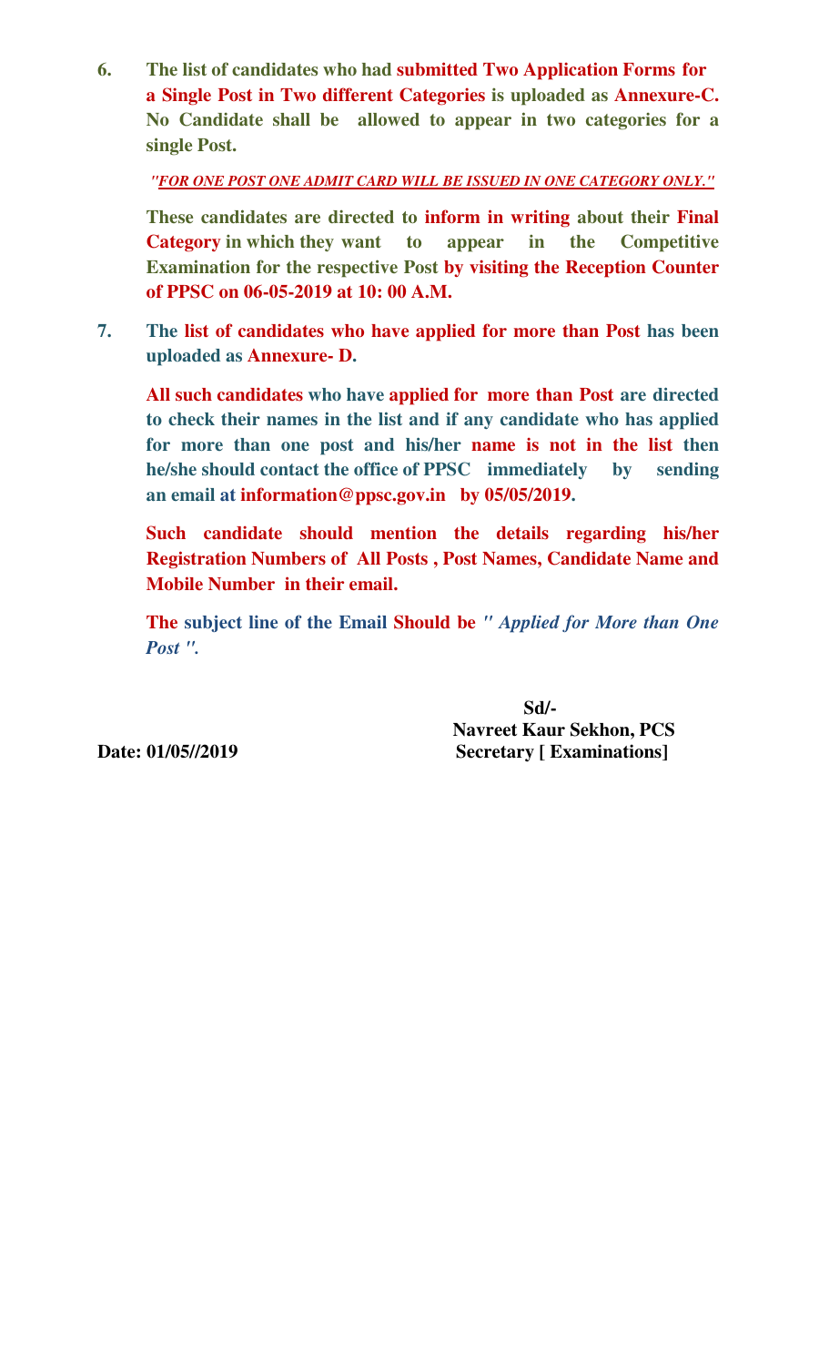6. **The list of candidates who had submitted Two Application Forms for a Single Post in Two different Categories is uploaded as Annexure-C. No Candidate shall be allowed to appear in two categories for a single Post.**

   ***"FOR ONE POST ONE ADMIT CARD WILL BE ISSUED IN ONE CATEGORY ONLY."***

   **These candidates are directed to inform in writing about their Final Category in which they want to appear in the Competitive Examination for the respective Post by visiting the Reception Counter of PPSC on 06-05-2019 at 10: 00 A.M.**

7. **The list of candidates who have applied for more than Post has been uploaded as Annexure- D.**

   **All such candidates who have applied for more than Post are directed to check their names in the list and if any candidate who has applied for more than one post and his/her name is not in the list then he/she should contact the office of PPSC immediately by sending an email at information@ppsc.gov.in by 05/05/2019.**

   **Such candidate should mention the details regarding his/her Registration Numbers of All Posts , Post Names, Candidate Name and Mobile Number in their email.**

   **The subject line of the Email Should be *" Applied for More than One Post "*.**

**Sd/-**
**Navreet Kaur Sekhon, PCS**
**Secretary [ Examinations]**

**Date: 01/05//2019**